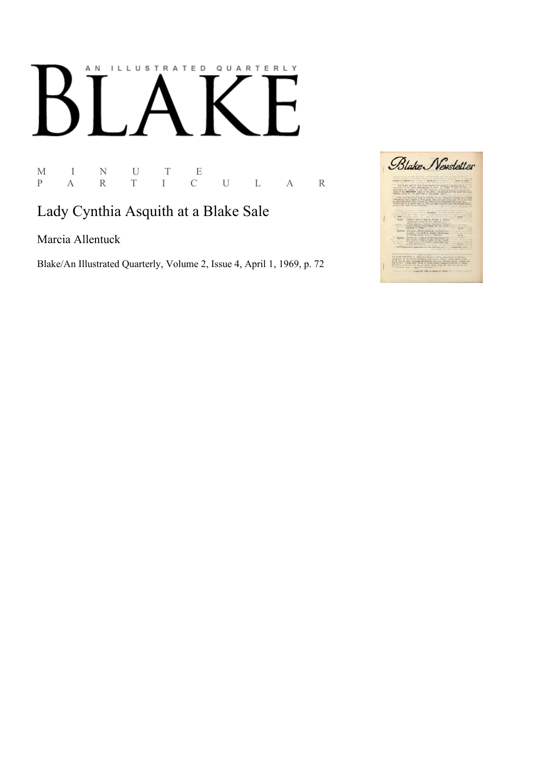AN ILLUSTRATED QUARTERLY

# BLAKE

M I N U T E
P A R T I C U L A R

## Lady Cynthia Asquith at a Blake Sale

Marcia Allentuck

Blake/An Illustrated Quarterly, Volume 2, Issue 4, April 1, 1969, p. 72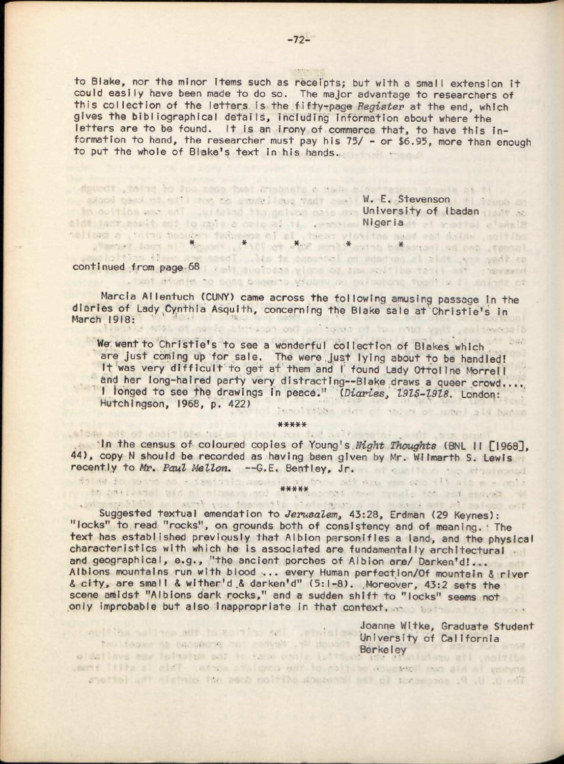to Blake, nor the minor items such as receipts; but with a small extension it could easily have been made to do so. The major advantage to researchers of this collection of the letters is the fifty-page *Register* at the end, which gives the bibliographical details, including information about where the letters are to be found. It is an irony of commerce that, to have this information to hand, the researcher must pay his 75/ - or $6.95, more than enough to put the whole of Blake's text in his hands.

W. E. Stevenson
University of Ibadan
Nigeria

\* \* \* \* \*

continued from page 68

Marcia Allentuch (CUNY) came across the following amusing passage in the diaries of Lady Cynthia Asquith, concerning the Blake sale at Christie's in March 1918:

> We went to Christie's to see a wonderful collection of Blakes which are just coming up for sale. The were just lying about to be handled! It was very difficult to get at them and I found Lady Ottoline Morrell and her long-haired party very distracting--Blake draws a queer crowd.... I longed to see the drawings in peace." (*Diaries, 1915-1918*. London: Hutchingson, 1968, p. 422)

\*\*\*\*\*

In the census of coloured copies of Young's *Night Thoughts* (BNL II [1968], 44), copy N should be recorded as having been given by Mr. Wilmarth S. Lewis recently to *Mr. Paul Mellon*. --G.E. Bentley, Jr.

\*\*\*\*\*

Suggested textual emendation to *Jerusalem*, 43:28, Erdman (29 Keynes): "locks" to read "rocks", on grounds both of consistency and of meaning. The text has established previously that Albion personifies a land, and the physical characteristics with which he is associated are fundamentally architectural and geographical, e.g., "the ancient porches of Albion are/ Darken'd!... Albions mountains run with blood ... every Human perfection/Of mountain & river & city, are small & wither'd & darken'd" (5:1-8). Moreover, 43:2 sets the scene amidst "Albions dark rocks," and a sudden shift to "locks" seems not only improbable but also inappropriate in that context.

Joanne Witke, Graduate Student
University of California
Berkeley